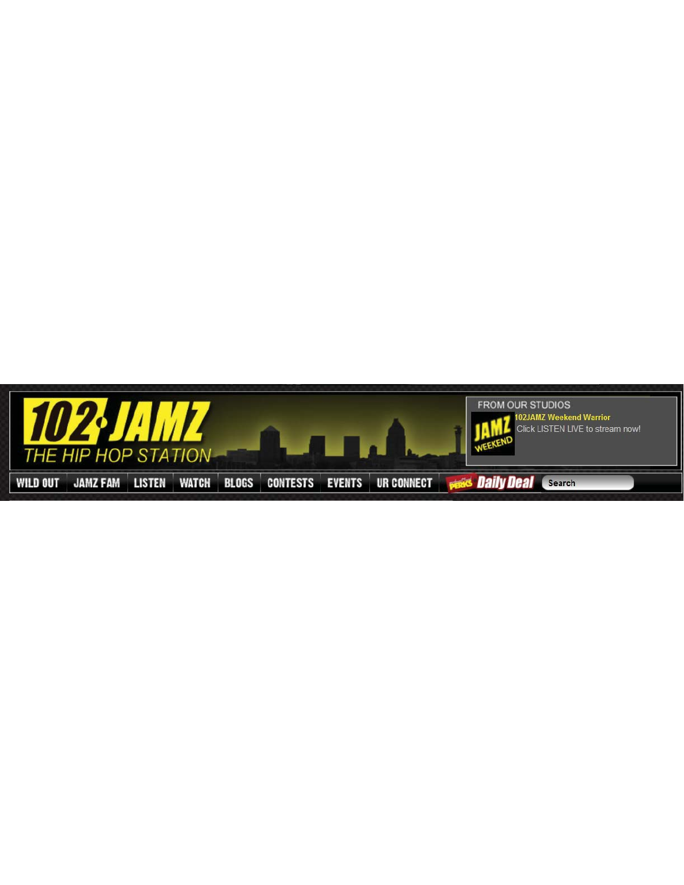# 102 JAMZ

THE HIP HOP STATION

FROM OUR STUDIOS

**102JAMZ Weekend Warrior**

Click LISTEN LIVE to stream now!

WILD OUT | JAMZ FAM | LISTEN | WATCH | BLOGS | CONTESTS | EVENTS | UR CONNECT | PERKS Daily Deal | Search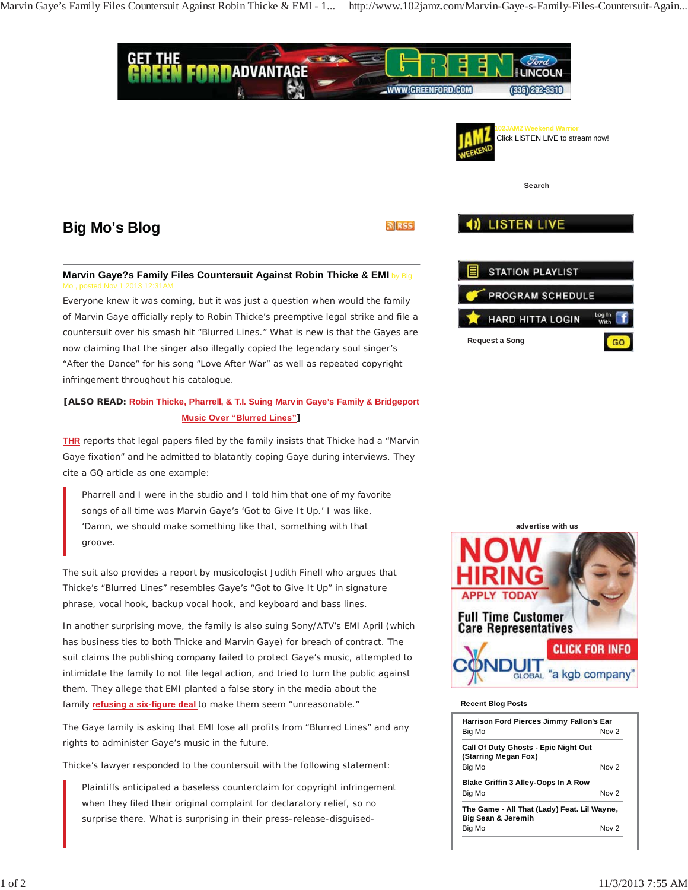## Big Mo's Blog

### Marvin Gaye?s Family Files Countersuit Against Robin Thicke & EMI

by Big Mo , posted Nov 1 2013 12:31AM

Everyone knew it was coming, but it was just a question when would the family of Marvin Gaye officially reply to Robin Thicke's preemptive legal strike and file a countersuit over his smash hit "Blurred Lines." What is new is that the Gayes are now claiming that the singer also illegally copied the legendary soul singer's "After the Dance" for his song "Love After War" as well as repeated copyright infringement throughout his catalogue.

**[ALSO READ: Robin Thicke, Pharrell, & T.I. Suing Marvin Gaye's Family & Bridgeport Music Over "Blurred Lines"]**

THR reports that legal papers filed by the family insists that Thicke had a "Marvin Gaye fixation" and he admitted to blatantly coping Gaye during interviews. They cite a GQ article as one example:

> Pharrell and I were in the studio and I told him that one of my favorite songs of all time was Marvin Gaye's 'Got to Give It Up.' I was like, 'Damn, we should make something like that, something with that groove.

The suit also provides a report by musicologist Judith Finell who argues that Thicke's "Blurred Lines" resembles Gaye's "Got to Give It Up" in signature phrase, vocal hook, backup vocal hook, and keyboard and bass lines.

In another surprising move, the family is also suing Sony/ATV's EMI April (which has business ties to both Thicke and Marvin Gaye) for breach of contract. The suit claims the publishing company failed to protect Gaye's music, attempted to intimidate the family to not file legal action, and tried to turn the public against them. They allege that EMI planted a false story in the media about the family refusing a six-figure deal to make them seem "unreasonable."

The Gaye family is asking that EMI lose all profits from "Blurred Lines" and any rights to administer Gaye's music in the future.

Thicke's lawyer responded to the countersuit with the following statement:

> Plaintiffs anticipated a baseless counterclaim for copyright infringement when they filed their original complaint for declaratory relief, so no surprise there. What is surprising in their press-release-disguised-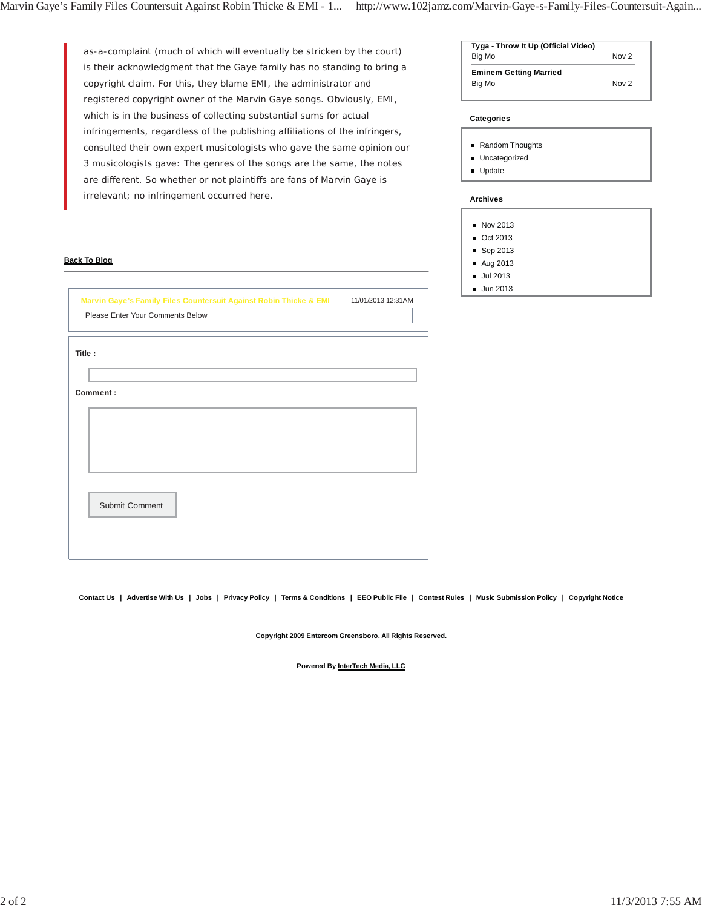as-a-complaint (much of which will eventually be stricken by the court) is their acknowledgment that the Gaye family has no standing to bring a copyright claim. For this, they blame EMI, the administrator and registered copyright owner of the Marvin Gaye songs. Obviously, EMI, which is in the business of collecting substantial sums for actual infringements, regardless of the publishing affiliations of the infringers, consulted their own expert musicologists who gave the same opinion our 3 musicologists gave: The genres of the songs are the same, the notes are different. So whether or not plaintiffs are fans of Marvin Gaye is irrelevant; no infringement occurred here.

**Back To Blog**

Marvin Gaye's Family Files Countersuit Against Robin Thicke & EMI 11/01/2013 12:31AM

Please Enter Your Comments Below

**Title :**

**Comment :**

Submit Comment

**Tyga - Throw It Up (Official Video)**
Big Mo Nov 2

**Eminem Getting Married**
Big Mo Nov 2

**Categories**

- Random Thoughts
- Uncategorized
- Update

**Archives**

- Nov 2013
- Oct 2013
- Sep 2013
- Aug 2013
- Jul 2013
- Jun 2013

**Contact Us | Advertise With Us | Jobs | Privacy Policy | Terms & Conditions | EEO Public File | Contest Rules | Music Submission Policy | Copyright Notice**

**Copyright 2009 Entercom Greensboro. All Rights Reserved.**

**Powered By InterTech Media, LLC**